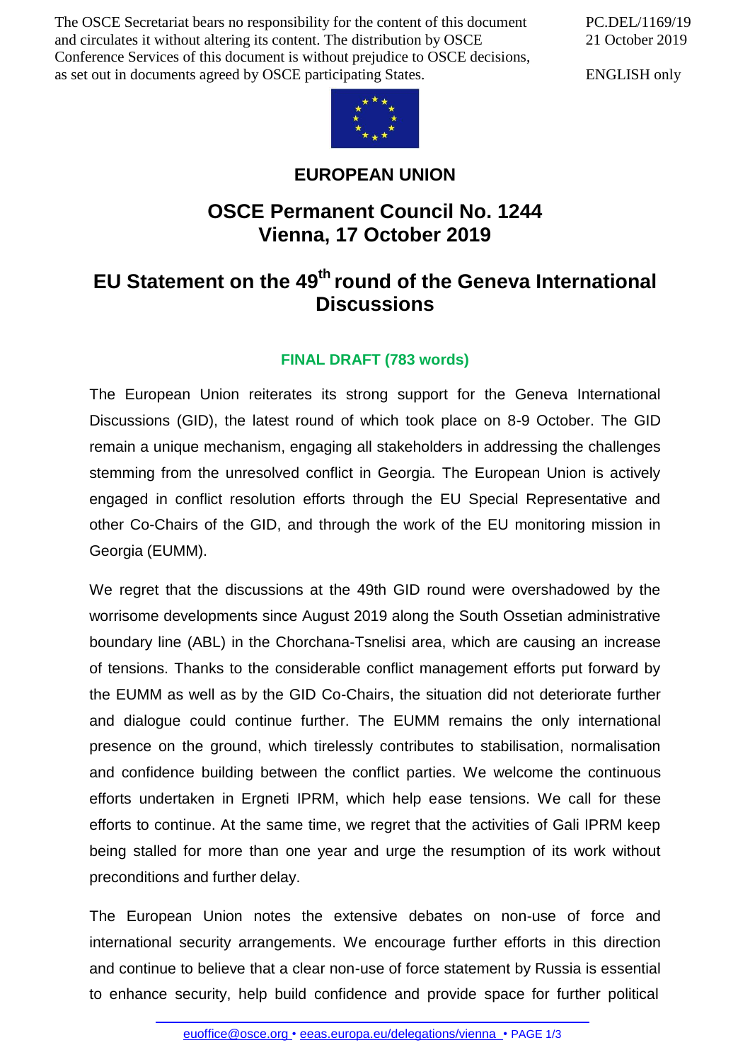The OSCE Secretariat bears no responsibility for the content of this document and circulates it without altering its content. The distribution by OSCE Conference Services of this document is without prejudice to OSCE decisions, as set out in documents agreed by OSCE participating States.

PC.DEL/1169/19
21 October 2019

ENGLISH only

# EUROPEAN UNION

## OSCE Permanent Council No. 1244
## Vienna, 17 October 2019

## EU Statement on the 49th round of the Geneva International Discussions

**FINAL DRAFT (783 words)**

The European Union reiterates its strong support for the Geneva International Discussions (GID), the latest round of which took place on 8-9 October. The GID remain a unique mechanism, engaging all stakeholders in addressing the challenges stemming from the unresolved conflict in Georgia. The European Union is actively engaged in conflict resolution efforts through the EU Special Representative and other Co-Chairs of the GID, and through the work of the EU monitoring mission in Georgia (EUMM).

We regret that the discussions at the 49th GID round were overshadowed by the worrisome developments since August 2019 along the South Ossetian administrative boundary line (ABL) in the Chorchana-Tsnelisi area, which are causing an increase of tensions. Thanks to the considerable conflict management efforts put forward by the EUMM as well as by the GID Co-Chairs, the situation did not deteriorate further and dialogue could continue further. The EUMM remains the only international presence on the ground, which tirelessly contributes to stabilisation, normalisation and confidence building between the conflict parties. We welcome the continuous efforts undertaken in Ergneti IPRM, which help ease tensions. We call for these efforts to continue. At the same time, we regret that the activities of Gali IPRM keep being stalled for more than one year and urge the resumption of its work without preconditions and further delay.

The European Union notes the extensive debates on non-use of force and international security arrangements. We encourage further efforts in this direction and continue to believe that a clear non-use of force statement by Russia is essential to enhance security, help build confidence and provide space for further political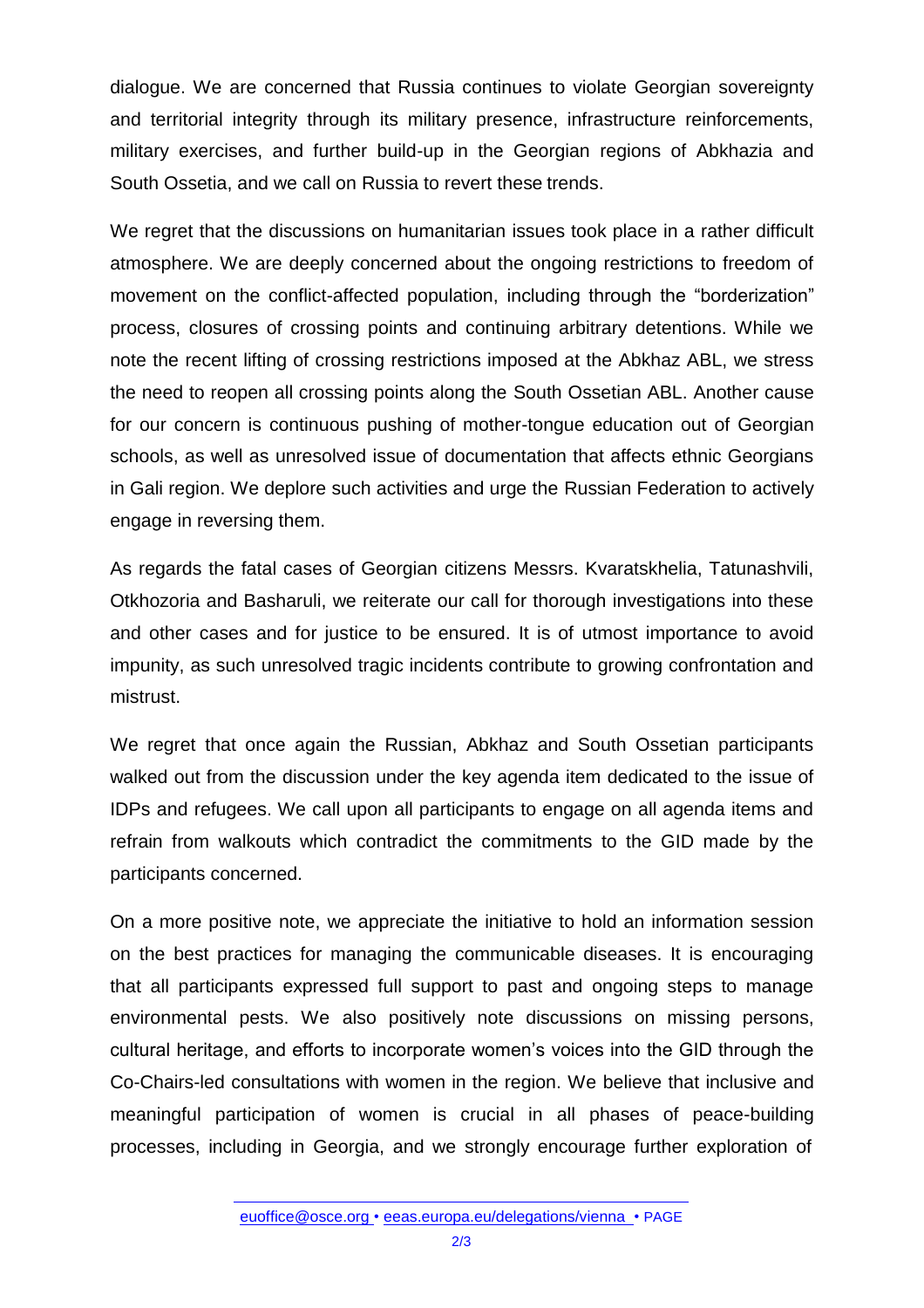dialogue. We are concerned that Russia continues to violate Georgian sovereignty and territorial integrity through its military presence, infrastructure reinforcements, military exercises, and further build-up in the Georgian regions of Abkhazia and South Ossetia, and we call on Russia to revert these trends.

We regret that the discussions on humanitarian issues took place in a rather difficult atmosphere. We are deeply concerned about the ongoing restrictions to freedom of movement on the conflict-affected population, including through the "borderization" process, closures of crossing points and continuing arbitrary detentions. While we note the recent lifting of crossing restrictions imposed at the Abkhaz ABL, we stress the need to reopen all crossing points along the South Ossetian ABL. Another cause for our concern is continuous pushing of mother-tongue education out of Georgian schools, as well as unresolved issue of documentation that affects ethnic Georgians in Gali region. We deplore such activities and urge the Russian Federation to actively engage in reversing them.

As regards the fatal cases of Georgian citizens Messrs. Kvaratskhelia, Tatunashvili, Otkhozoria and Basharuli, we reiterate our call for thorough investigations into these and other cases and for justice to be ensured. It is of utmost importance to avoid impunity, as such unresolved tragic incidents contribute to growing confrontation and mistrust.

We regret that once again the Russian, Abkhaz and South Ossetian participants walked out from the discussion under the key agenda item dedicated to the issue of IDPs and refugees. We call upon all participants to engage on all agenda items and refrain from walkouts which contradict the commitments to the GID made by the participants concerned.

On a more positive note, we appreciate the initiative to hold an information session on the best practices for managing the communicable diseases. It is encouraging that all participants expressed full support to past and ongoing steps to manage environmental pests. We also positively note discussions on missing persons, cultural heritage, and efforts to incorporate women's voices into the GID through the Co-Chairs-led consultations with women in the region. We believe that inclusive and meaningful participation of women is crucial in all phases of peace-building processes, including in Georgia, and we strongly encourage further exploration of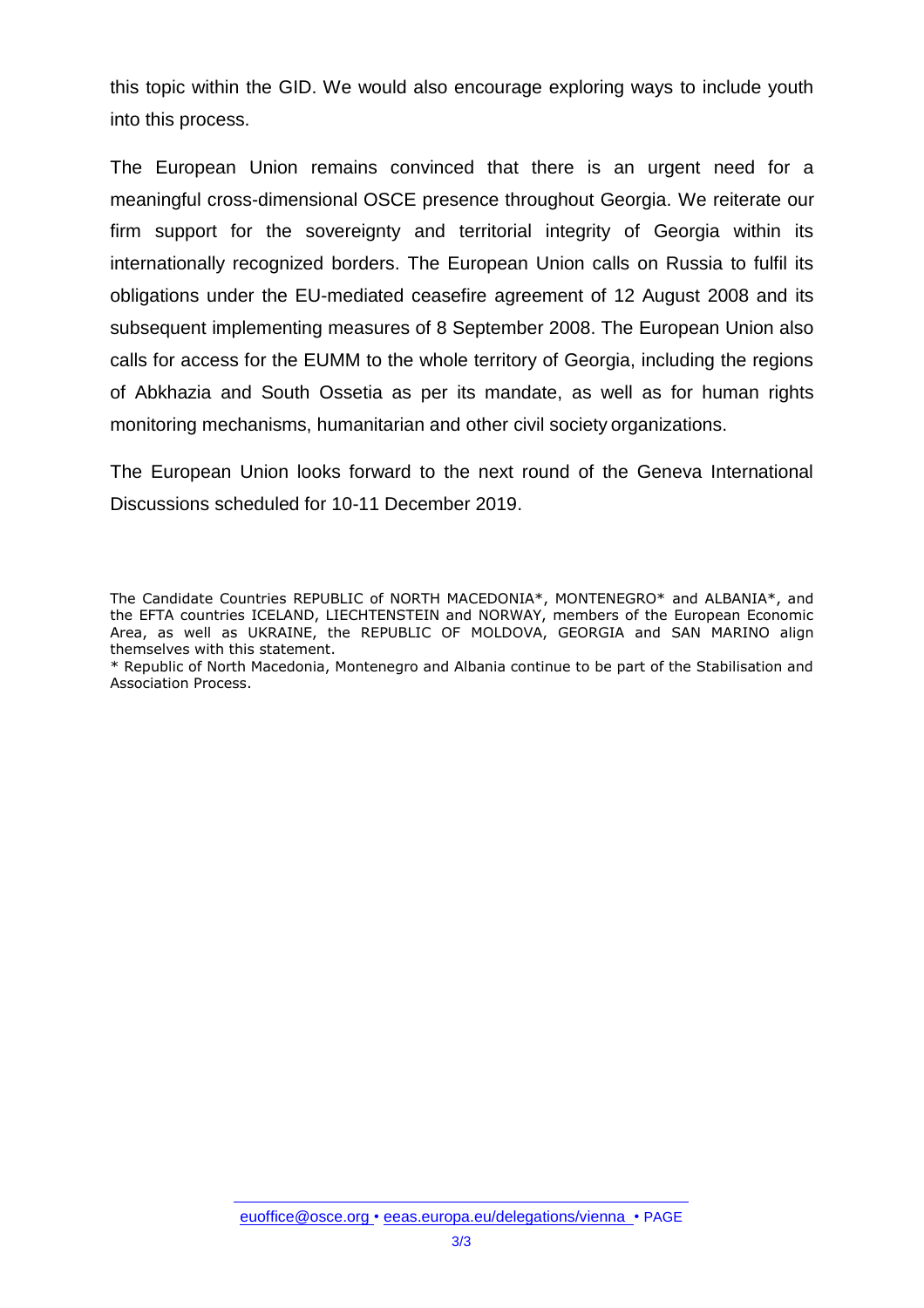this topic within the GID. We would also encourage exploring ways to include youth into this process.

The European Union remains convinced that there is an urgent need for a meaningful cross-dimensional OSCE presence throughout Georgia. We reiterate our firm support for the sovereignty and territorial integrity of Georgia within its internationally recognized borders. The European Union calls on Russia to fulfil its obligations under the EU-mediated ceasefire agreement of 12 August 2008 and its subsequent implementing measures of 8 September 2008. The European Union also calls for access for the EUMM to the whole territory of Georgia, including the regions of Abkhazia and South Ossetia as per its mandate, as well as for human rights monitoring mechanisms, humanitarian and other civil society organizations.

The European Union looks forward to the next round of the Geneva International Discussions scheduled for 10-11 December 2019.

The Candidate Countries REPUBLIC of NORTH MACEDONIA*, MONTENEGRO* and ALBANIA*, and the EFTA countries ICELAND, LIECHTENSTEIN and NORWAY, members of the European Economic Area, as well as UKRAINE, the REPUBLIC OF MOLDOVA, GEORGIA and SAN MARINO align themselves with this statement.

* Republic of North Macedonia, Montenegro and Albania continue to be part of the Stabilisation and Association Process.